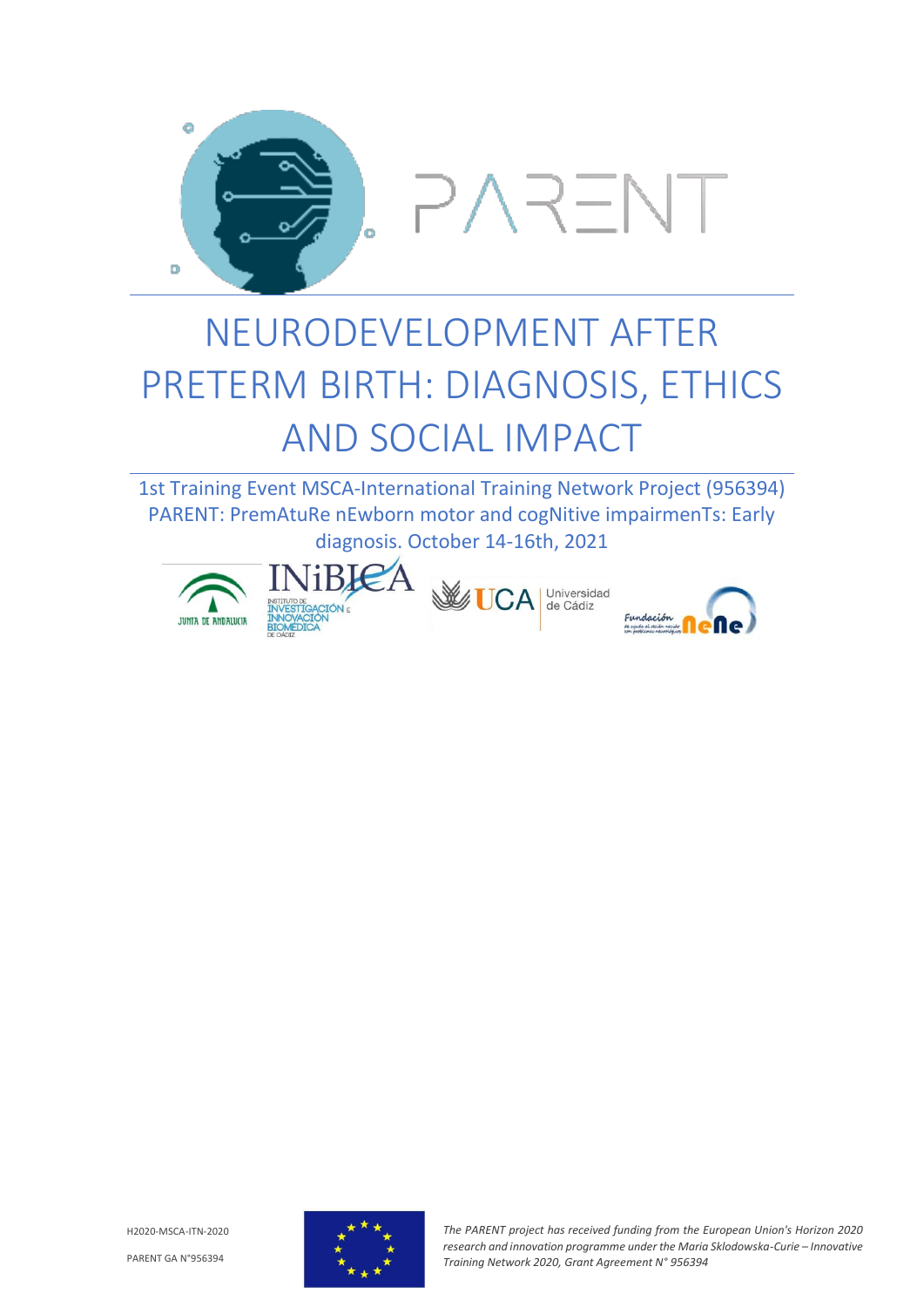PARENT

# NEURODEVELOPMENT AFTER PRETERM BIRTH: DIAGNOSIS, ETHICS AND SOCIAL IMPACT

1st Training Event MSCA-International Training Network Project (956394) PARENT: PremAtuRe nEwborn motor and cogNitive impairmenTs: Early diagnosis. October 14-16th, 2021

H2020-MSCA-ITN-2020

PARENT GA N°956394

*The PARENT project has received funding from the European Union's Horizon 2020 research and innovation programme under the Maria Sklodowska-Curie – Innovative Training Network 2020, Grant Agreement N° 956394*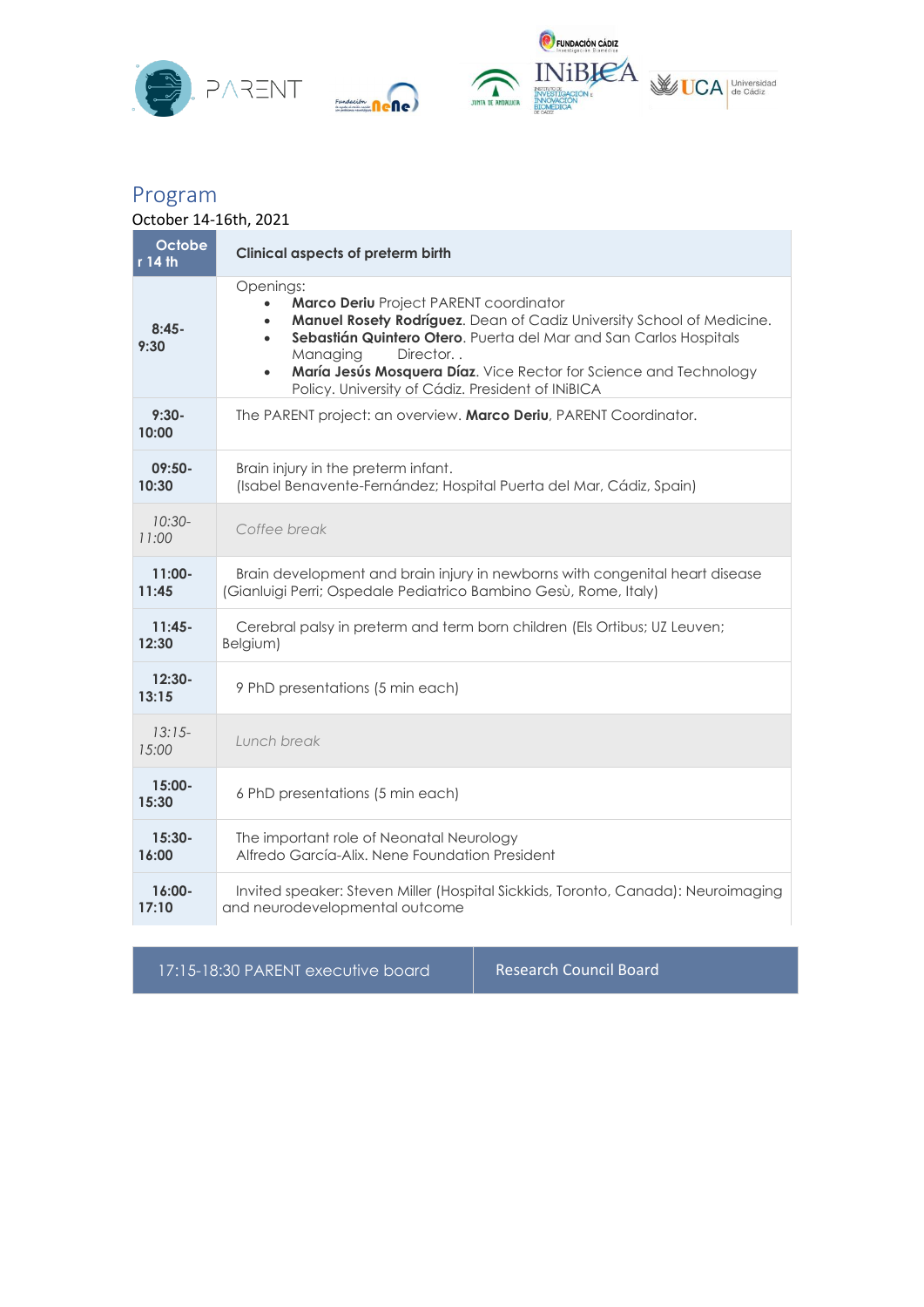## Program

October 14-16th, 2021

| October 14 th | Clinical aspects of preterm birth |
|---|---|
| **8:45-9:30** | Openings:<br>• **Marco Deriu** Project PARENT coordinator<br>• **Manuel Rosety Rodríguez**. Dean of Cadiz University School of Medicine.<br>• **Sebastián Quintero Otero**. Puerta del Mar and San Carlos Hospitals Managing Director. .<br>• **María Jesús Mosquera Díaz**. Vice Rector for Science and Technology Policy. University of Cádiz. President of INiBICA |
| **9:30-10:00** | The PARENT project: an overview. **Marco Deriu**, PARENT Coordinator. |
| **09:50-10:30** | Brain injury in the preterm infant.<br>(Isabel Benavente-Fernández; Hospital Puerta del Mar, Cádiz, Spain) |
| *10:30-11:00* | *Coffee break* |
| **11:00-11:45** | Brain development and brain injury in newborns with congenital heart disease (Gianluigi Perri; Ospedale Pediatrico Bambino Gesù, Rome, Italy) |
| **11:45-12:30** | Cerebral palsy in preterm and term born children (Els Ortibus; UZ Leuven; Belgium) |
| **12:30-13:15** | 9 PhD presentations (5 min each) |
| *13:15-15:00* | *Lunch break* |
| **15:00-15:30** | 6 PhD presentations (5 min each) |
| **15:30-16:00** | The important role of Neonatal Neurology<br>Alfredo García-Alix. Nene Foundation President |
| **16:00-17:10** | Invited speaker: Steven Miller (Hospital Sickkids, Toronto, Canada): Neuroimaging and neurodevelopmental outcome |

| 17:15-18:30 PARENT executive board | Research Council Board |
|---|---|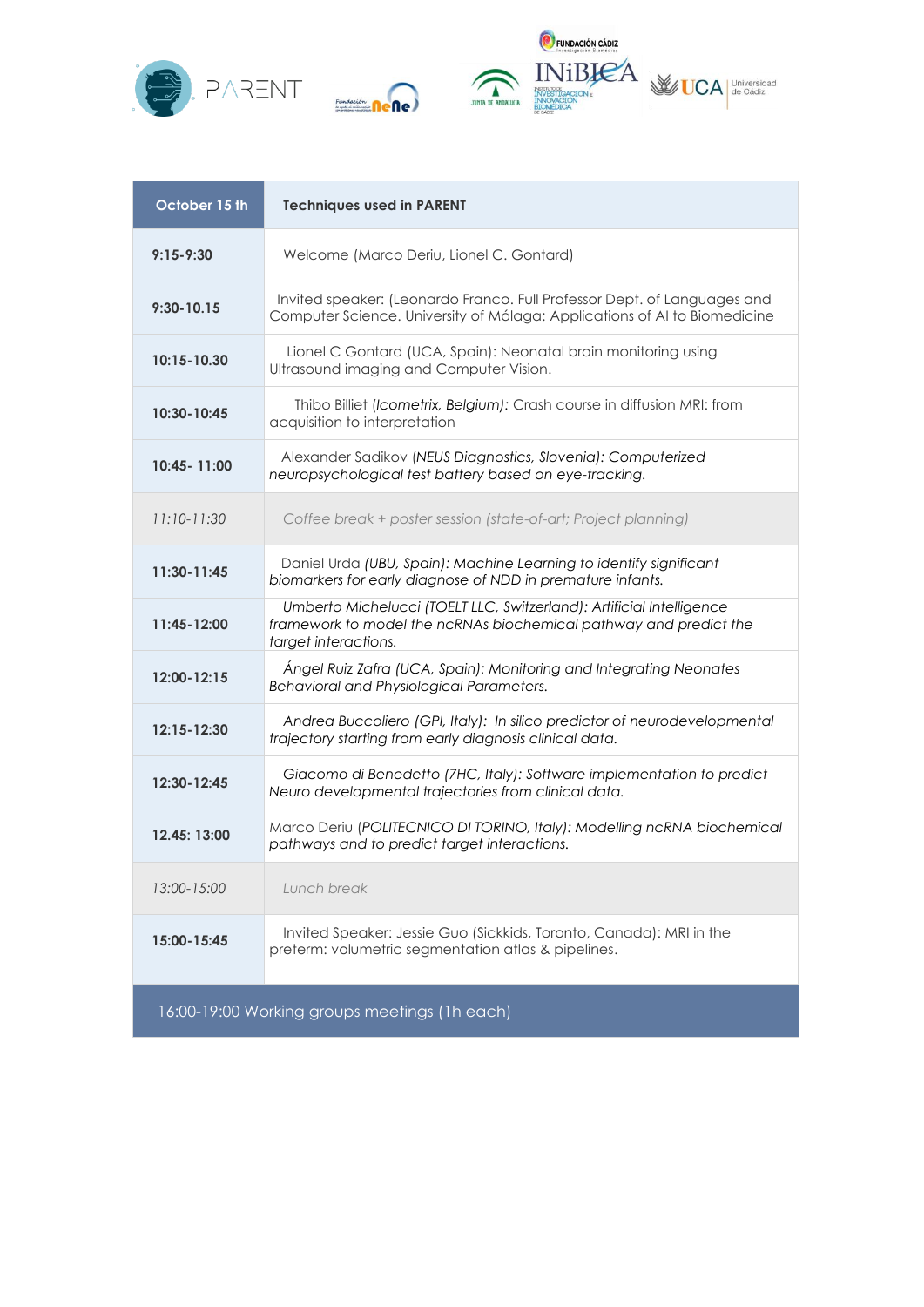| October 15 th | Techniques used in PARENT |
|---|---|
| **9:15-9:30** | Welcome (Marco Deriu, Lionel C. Gontard) |
| **9:30-10.15** | Invited speaker: (Leonardo Franco. Full Professor Dept. of Languages and Computer Science. University of Málaga: Applications of AI to Biomedicine |
| **10:15-10.30** | Lionel C Gontard (UCA, Spain): Neonatal brain monitoring using Ultrasound imaging and Computer Vision. |
| **10:30-10:45** | Thibo Billiet (*Icometrix, Belgium): Crash course* in diffusion MRI: from acquisition to interpretation |
| **10:45- 11:00** | Alexander Sadikov (*NEUS Diagnostics, Slovenia): Computerized neuropsychological test battery based on eye-tracking.* |
| *11:10-11:30* | *Coffee break + poster session (state-of-art; Project planning)* |
| **11:30-11:45** | Daniel Urda *(UBU, Spain): Machine Learning to identify significant biomarkers for early diagnose of NDD in premature infants.* |
| **11:45-12:00** | *Umberto Michelucci (TOELT LLC, Switzerland): Artificial Intelligence framework to model the ncRNAs biochemical pathway and predict the target interactions.* |
| **12:00-12:15** | *Ángel Ruiz Zafra (UCA, Spain): Monitoring and Integrating Neonates Behavioral and Physiological Parameters.* |
| **12:15-12:30** | *Andrea Buccoliero (GPI, Italy): In silico predictor of neurodevelopmental trajectory starting from early diagnosis clinical data.* |
| **12:30-12:45** | *Giacomo di Benedetto (7HC, Italy): Software implementation to predict Neuro developmental trajectories from clinical data.* |
| **12.45: 13:00** | Marco Deriu (*POLITECNICO DI TORINO, Italy): Modelling ncRNA biochemical pathways and to predict target interactions.* |
| *13:00-15:00* | *Lunch break* |
| **15:00-15:45** | Invited Speaker: Jessie Guo (Sickkids, Toronto, Canada): MRI in the preterm: volumetric segmentation atlas & pipelines. |
| 16:00-19:00 Working groups meetings (1h each) | |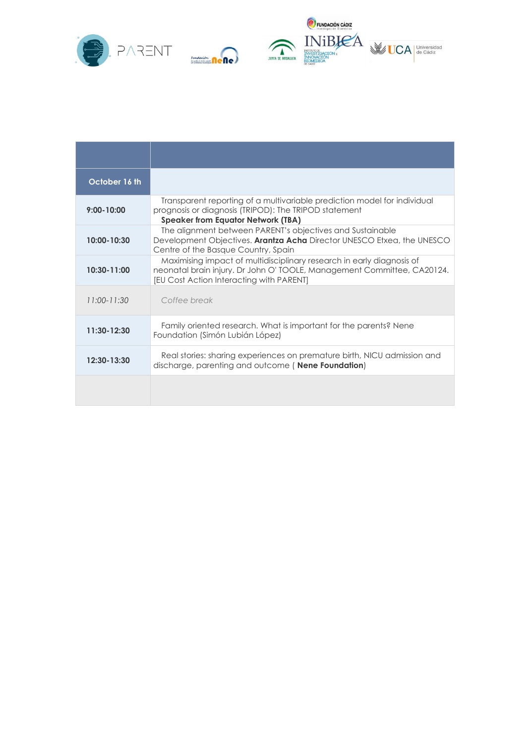| | |
|---|---|
| **October 16 th** | |
| **9:00-10:00** | Transparent reporting of a multivariable prediction model for individual prognosis or diagnosis (TRIPOD): The TRIPOD statement **Speaker from Equator Network (TBA)** |
| **10:00-10:30** | The alignment between PARENT's objectives and Sustainable Development Objectives. **Arantza Acha** Director UNESCO Etxea, the UNESCO Centre of the Basque Country, Spain |
| **10:30-11:00** | Maximising impact of multidisciplinary research in early diagnosis of neonatal brain injury. Dr John O' TOOLE, Management Committee, CA20124. [EU Cost Action Interacting with PARENT] |
| *11:00-11:30* | *Coffee break* |
| **11:30-12:30** | Family oriented research. What is important for the parents? Nene Foundation (Simón Lubián López) |
| **12:30-13:30** | Real stories: sharing experiences on premature birth, NICU admission and discharge, parenting and outcome ( **Nene Foundation**) |
| | |